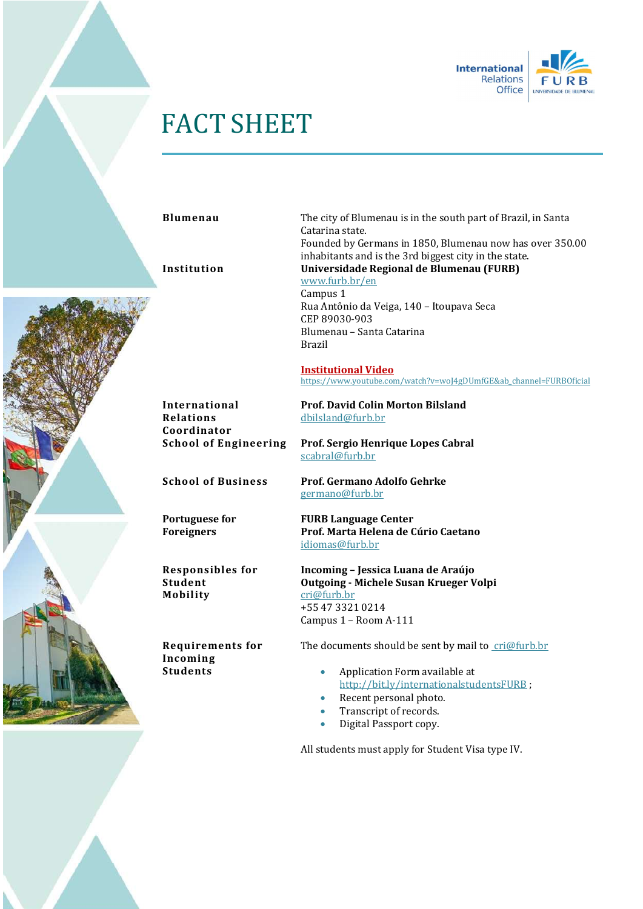International Relations Office — FURB Universidade de Blumenau

# FACT SHEET

| | |
|---|---|
| **Blumenau** | The city of Blumenau is in the south part of Brazil, in Santa Catarina state.<br>Founded by Germans in 1850, Blumenau now has over 350.00 inhabitants and is the 3rd biggest city in the state. |
| **Institution** | **Universidade Regional de Blumenau (FURB)**<br>[www.furb.br/en](http://www.furb.br/en)<br>Campus 1<br>Rua Antônio da Veiga, 140 – Itoupava Seca<br>CEP 89030-903<br>Blumenau – Santa Catarina<br>Brazil<br><br>**Institutional Video**<br>https://www.youtube.com/watch?v=woJ4gDUmfGE&ab_channel=FURBOficial |
| **International Relations Coordinator** | **Prof. David Colin Morton Bilsland**<br>dbilsland@furb.br |
| **School of Engineering** | **Prof. Sergio Henrique Lopes Cabral**<br>scabral@furb.br |
| **School of Business** | **Prof. Germano Adolfo Gehrke**<br>germano@furb.br |
| **Portuguese for Foreigners** | **FURB Language Center**<br>**Prof. Marta Helena de Cúrio Caetano**<br>idiomas@furb.br |
| **Responsibles for Student Mobility** | **Incoming – Jessica Luana de Araújo**<br>**Outgoing - Michele Susan Krueger Volpi**<br>cri@furb.br<br>+55 47 3321 0214<br>Campus 1 – Room A-111 |
| **Requirements for Incoming Students** | The documents should be sent by mail to cri@furb.br<br><br>• Application Form available at http://bit.ly/internationalstudentsFURB ;<br>• Recent personal photo.<br>• Transcript of records.<br>• Digital Passport copy.<br><br>All students must apply for Student Visa type IV. |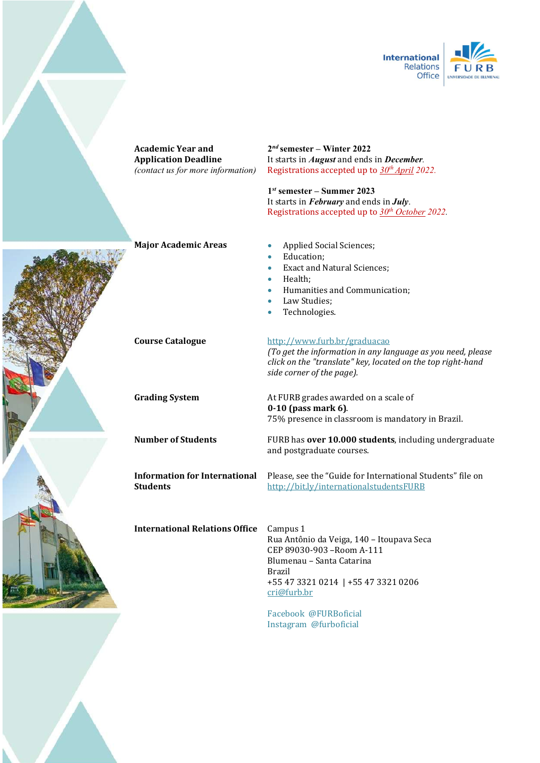| | |
|---|---|
| **Academic Year and Application Deadline** *(contact us for more information)* | **2nd semester – Winter 2022**<br>It starts in ***August*** and ends in ***December***.<br>Registrations accepted up to *30th April 2022.*<br><br>**1st semester – Summer 2023**<br>It starts in ***February*** and ends in ***July***.<br>Registrations accepted up to *30th October 2022.* |
| **Major Academic Areas** | • Applied Social Sciences;<br>• Education;<br>• Exact and Natural Sciences;<br>• Health;<br>• Humanities and Communication;<br>• Law Studies;<br>• Technologies. |
| **Course Catalogue** | http://www.furb.br/graduacao<br>*(To get the information in any language as you need, please click on the "translate" key, located on the top right-hand side corner of the page).* |
| **Grading System** | At FURB grades awarded on a scale of **0-10 (pass mark 6)**.<br>75% presence in classroom is mandatory in Brazil. |
| **Number of Students** | FURB has **over 10.000 students**, including undergraduate and postgraduate courses. |
| **Information for International Students** | Please, see the "Guide for International Students" file on http://bit.ly/internationalstudentsFURB |
| **International Relations Office** | Campus 1<br>Rua Antônio da Veiga, 140 – Itoupava Seca<br>CEP 89030-903 –Room A-111<br>Blumenau – Santa Catarina<br>Brazil<br>+55 47 3321 0214 \| +55 47 3321 0206<br>cri@furb.br<br><br>Facebook @FURBoficial<br>Instagram @furboficial |